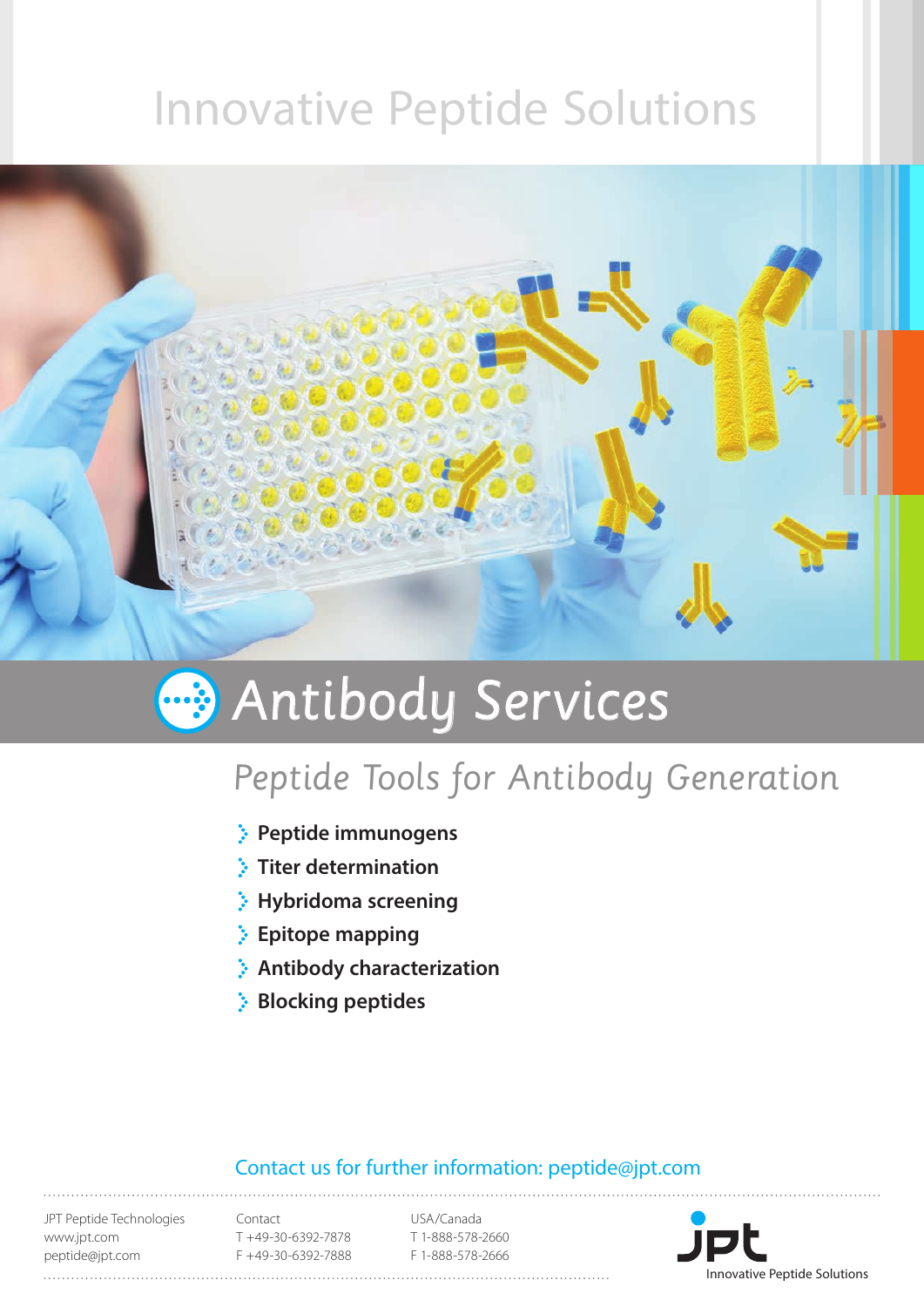# Innovative Peptide Solutions

# Antibody Services

## *Peptide Tools for Antibody Generation*

- **Peptide immunogens**
- **Titer determination**
- **Hybridoma screening**
- **Epitope mapping**
- **Antibody characterization**
- **Blocking peptides**

Contact us for further information: peptide@jpt.com

JPT Peptide Technologies
www.jpt.com
peptide@jpt.com

Contact
T +49-30-6392-7878
F +49-30-6392-7888

USA/Canada
T 1-888-578-2660
F 1-888-578-2666

jpt
Innovative Peptide Solutions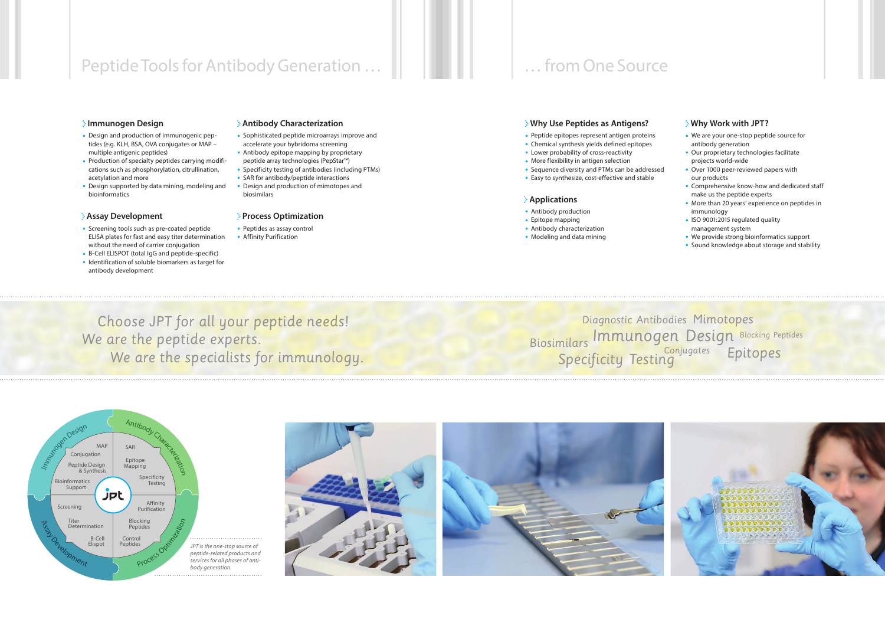# Peptide Tools for Antibody Generation … … from One Source

### Immunogen Design

- Design and production of immunogenic peptides (e.g. KLH, BSA, OVA conjugates or MAP – multiple antigenic peptides)
- Production of specialty peptides carrying modifications such as phosphorylation, citrullination, acetylation and more
- Design supported by data mining, modeling and bioinformatics

### Assay Development

- Screening tools such as pre-coated peptide ELISA plates for fast and easy titer determination without the need of carrier conjugation
- B-Cell ELISPOT (total IgG and peptide-specific)
- Identification of soluble biomarkers as target for antibody development

### Antibody Characterization

- Sophisticated peptide microarrays improve and accelerate your hybridoma screening
- Antibody epitope mapping by proprietary peptide array technologies (PepStar™)
- Specificity testing of antibodies (including PTMs)
- SAR for antibody/peptide interactions
- Design and production of mimotopes and biosimilars

### Process Optimization

- Peptides as assay control
- Affinity Purification

### Why Use Peptides as Antigens?

- Peptide epitopes represent antigen proteins
- Chemical synthesis yields defined epitopes
- Lower probability of cross-reactivity
- More flexibility in antigen selection
- Sequence diversity and PTMs can be addressed
- Easy to synthesize, cost-effective and stable

### Applications

- Antibody production
- Epitope mapping
- Antibody characterization
- Modeling and data mining

### Why Work with JPT?

- We are your one-stop peptide source for antibody generation
- Our proprietary technologies facilitate projects world-wide
- Over 1000 peer-reviewed papers with our products
- Comprehensive know-how and dedicated staff make us the peptide experts
- More than 20 years' experience on peptides in immunology
- ISO 9001:2015 regulated quality management system
- We provide strong bioinformatics support
- Sound knowledge about storage and stability

*Choose JPT for all your peptide needs!*
*We are the peptide experts.*
*We are the specialists for immunology.*

Diagnostic Antibodies Mimotopes Biosimilars Immunogen Design Blocking Peptides Conjugates Specificity Testing Epitopes

Immunogen Design: MAP, Conjugation, Peptide Design & Synthesis, Bioinformatics Support
Antibody Characterization: SAR, Epitope Mapping, Specificity Testing
Process Optimization: Affinity Purification, Blocking Peptides, Control Peptides
Assay Development: Screening, Titer Determination, B-Cell Elispot

*JPT is the one-stop source of peptide-related products and services for all phases of antibody generation.*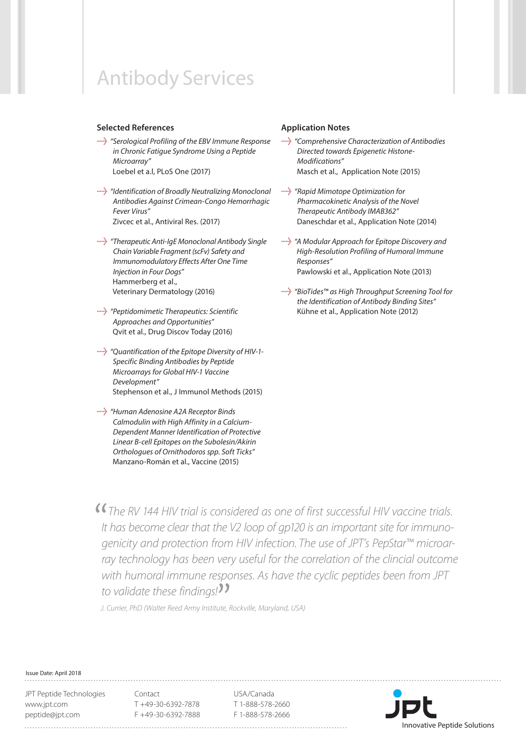# Antibody Services

## Selected References

- *"Serological Profiling of the EBV Immune Response in Chronic Fatigue Syndrome Using a Peptide Microarray"*
  Loebel et a.l, PLoS One (2017)

- *"Identification of Broadly Neutralizing Monoclonal Antibodies Against Crimean-Congo Hemorrhagic Fever Virus"*
  Zivcec et al., Antiviral Res. (2017)

- *"Therapeutic Anti-IgE Monoclonal Antibody Single Chain Variable Fragment (scFv) Safety and Immunomodulatory Effects After One Time Injection in Four Dogs"*
  Hammerberg et al.,
  Veterinary Dermatology (2016)

- *"Peptidomimetic Therapeutics: Scientific Approaches and Opportunities"*
  Qvit et al., Drug Discov Today (2016)

- *"Quantification of the Epitope Diversity of HIV-1-Specific Binding Antibodies by Peptide Microarrays for Global HIV-1 Vaccine Development"*
  Stephenson et al., J Immunol Methods (2015)

- *"Human Adenosine A2A Receptor Binds Calmodulin with High Affinity in a Calcium-Dependent Manner Identification of Protective Linear B-cell Epitopes on the Subolesin/Akirin Orthologues of Ornithodoros spp. Soft Ticks"*
  Manzano-Román et al., Vaccine (2015)

## Application Notes

- *"Comprehensive Characterization of Antibodies Directed towards Epigenetic Histone-Modifications"*
  Masch et al., Application Note (2015)

- *"Rapid Mimotope Optimization for Pharmacokinetic Analysis of the Novel Therapeutic Antibody IMAB362"*
  Daneschdar et al., Application Note (2014)

- *"A Modular Approach for Epitope Discovery and High-Resolution Profiling of Humoral Immune Responses"*
  Pawlowski et al., Application Note (2013)

- *"BioTides™ as High Throughput Screening Tool for the Identification of Antibody Binding Sites"*
  Kühne et al., Application Note (2012)

> *"The RV 144 HIV trial is considered as one of first successful HIV vaccine trials. It has become clear that the V2 loop of gp120 is an important site for immunogenicity and protection from HIV infection. The use of JPT's PepStar™ microarray technology has been very useful for the correlation of the clincial outcome with humoral immune responses. As have the cyclic peptides been from JPT to validate these findings!"*
>
> *J. Currier, PhD (Walter Reed Army Institute, Rockville, Maryland, USA)*

Issue Date: April 2018

JPT Peptide Technologies
www.jpt.com
peptide@jpt.com

Contact
T +49-30-6392-7878
F +49-30-6392-7888

USA/Canada
T 1-888-578-2660
F 1-888-578-2666

jpt
Innovative Peptide Solutions